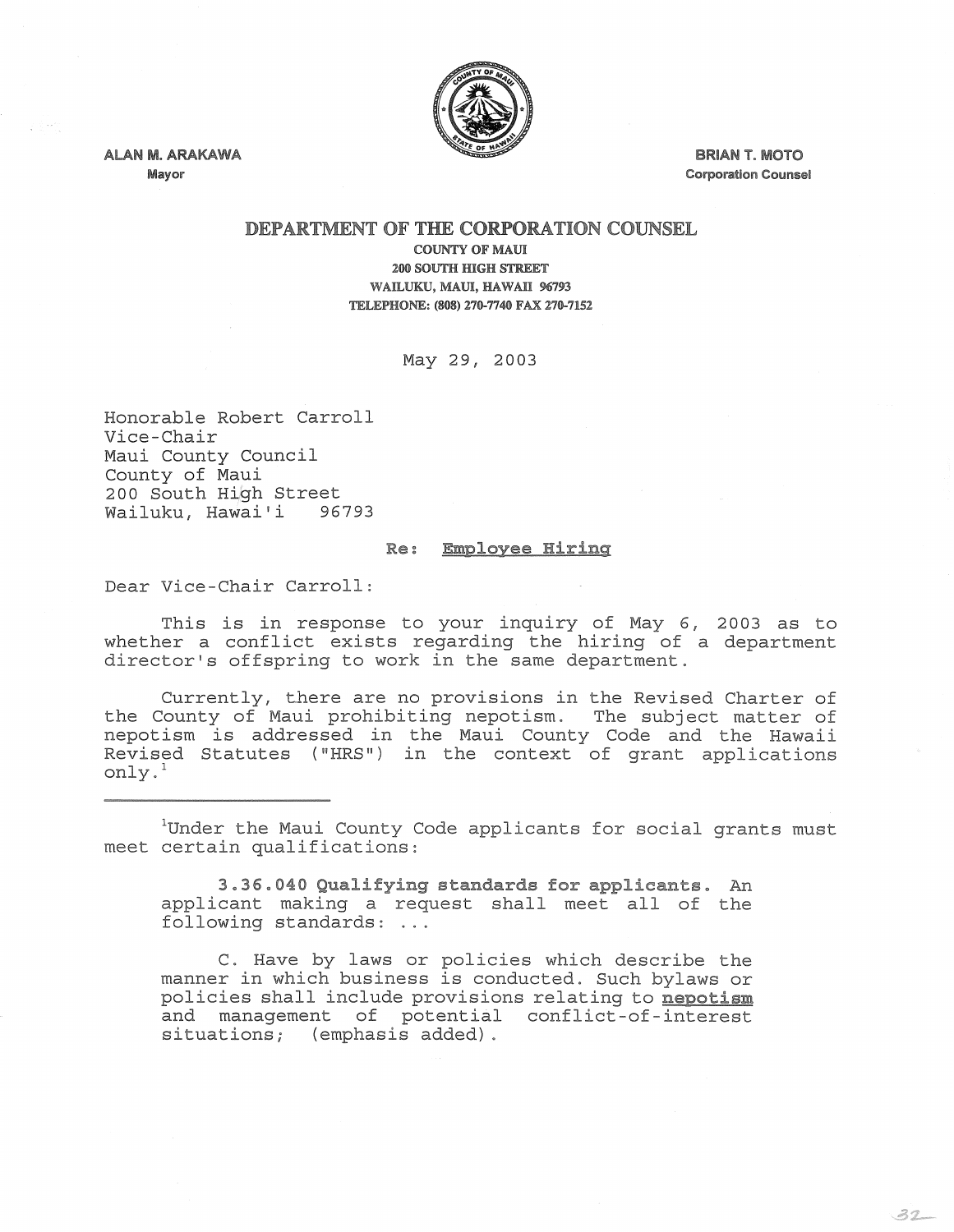ALAN M. ARAKAWA
Mayor

BRIAN T. MOTO
Corporation Counsel

## DEPARTMENT OF THE CORPORATION COUNSEL

COUNTY OF MAUI
200 SOUTH HIGH STREET
WAILUKU, MAUI, HAWAII 96793
TELEPHONE: (808) 270-7740 FAX 270-7152

May 29, 2003

Honorable Robert Carroll
Vice-Chair
Maui County Council
County of Maui
200 South High Street
Wailuku, Hawai'i 96793

**Re: Employee Hiring**

Dear Vice-Chair Carroll:

This is in response to your inquiry of May 6, 2003 as to whether a conflict exists regarding the hiring of a department director's offspring to work in the same department.

Currently, there are no provisions in the Revised Charter of the County of Maui prohibiting nepotism. The subject matter of nepotism is addressed in the Maui County Code and the Hawaii Revised Statutes ("HRS") in the context of grant applications only.[1]

---

[1]Under the Maui County Code applicants for social grants must meet certain qualifications:

> **3.36.040 Qualifying standards for applicants.** An applicant making a request shall meet all of the following standards: ...
>
> C. Have by laws or policies which describe the manner in which business is conducted. Such bylaws or policies shall include provisions relating to **nepotism** and management of potential conflict-of-interest situations; (emphasis added).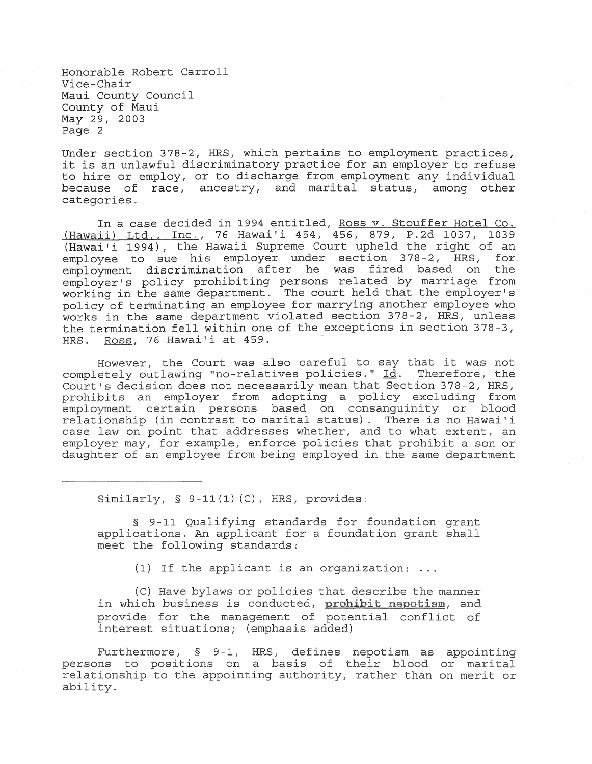Under section 378-2, HRS, which pertains to employment practices, it is an unlawful discriminatory practice for an employer to refuse to hire or employ, or to discharge from employment any individual because of race, ancestry, and marital status, among other categories.

In a case decided in 1994 entitled, Ross v. Stouffer Hotel Co. (Hawaii) Ltd., Inc., 76 Hawai'i 454, 456, 879, P.2d 1037, 1039 (Hawai'i 1994), the Hawaii Supreme Court upheld the right of an employee to sue his employer under section 378-2, HRS, for employment discrimination after he was fired based on the employer's policy prohibiting persons related by marriage from working in the same department. The court held that the employer's policy of terminating an employee for marrying another employee who works in the same department violated section 378-2, HRS, unless the termination fell within one of the exceptions in section 378-3, HRS. Ross, 76 Hawai'i at 459.

However, the Court was also careful to say that it was not completely outlawing "no-relatives policies." Id. Therefore, the Court's decision does not necessarily mean that Section 378-2, HRS, prohibits an employer from adopting a policy excluding from employment certain persons based on consanguinity or blood relationship (in contrast to marital status). There is no Hawai'i case law on point that addresses whether, and to what extent, an employer may, for example, enforce policies that prohibit a son or daughter of an employee from being employed in the same department

---

Similarly, § 9-11(1)(C), HRS, provides:

> § 9-11 Qualifying standards for foundation grant applications. An applicant for a foundation grant shall meet the following standards:
>
> (1) If the applicant is an organization: ...
>
> (C) Have bylaws or policies that describe the manner in which business is conducted, **prohibit nepotism**, and provide for the management of potential conflict of interest situations; (emphasis added)

Furthermore, § 9-1, HRS, defines nepotism as appointing persons to positions on a basis of their blood or marital relationship to the appointing authority, rather than on merit or ability.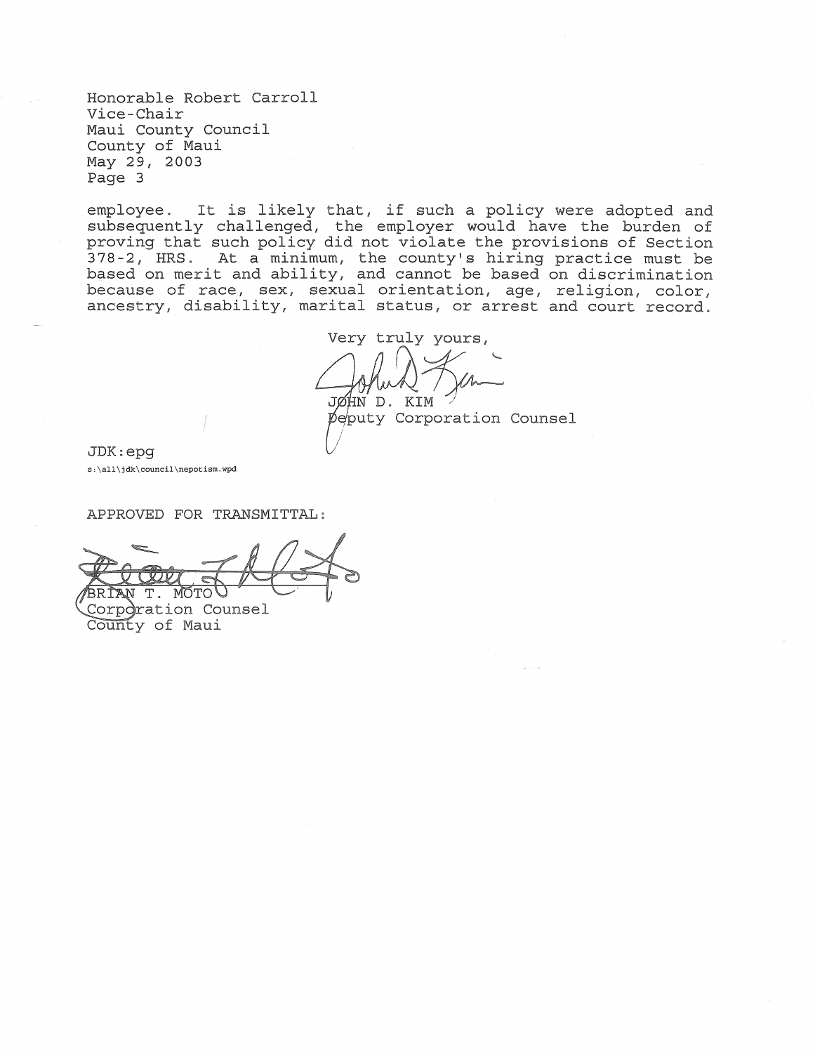Honorable Robert Carroll
Vice-Chair
Maui County Council
County of Maui
May 29, 2003
Page 3

employee. It is likely that, if such a policy were adopted and subsequently challenged, the employer would have the burden of proving that such policy did not violate the provisions of Section 378-2, HRS. At a minimum, the county's hiring practice must be based on merit and ability, and cannot be based on discrimination because of race, sex, sexual orientation, age, religion, color, ancestry, disability, marital status, or arrest and court record.

Very truly yours,

JOHN D. KIM
Deputy Corporation Counsel

JDK:epg
s:\all\jdk\council\nepotism.wpd

APPROVED FOR TRANSMITTAL:

BRIAN T. MOTO
Corporation Counsel
County of Maui